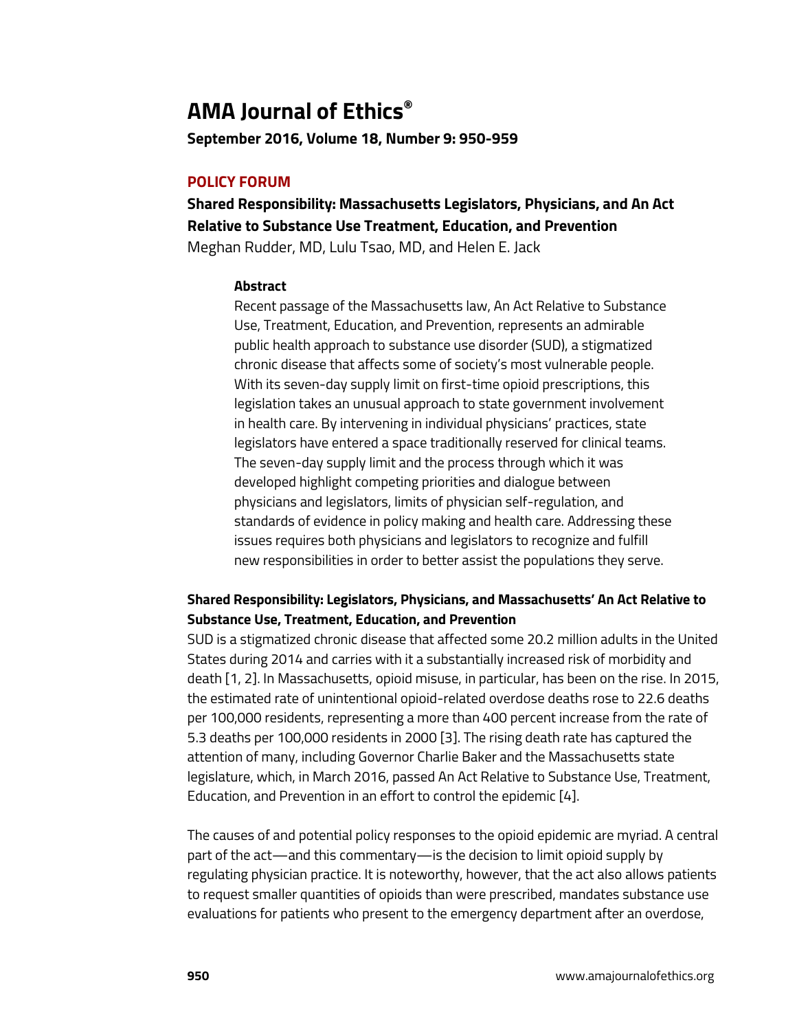# AMA Journal of Ethics®

**September 2016, Volume 18, Number 9: 950-959**

## POLICY FORUM

### Shared Responsibility: Massachusetts Legislators, Physicians, and An Act Relative to Substance Use Treatment, Education, and Prevention

Meghan Rudder, MD, Lulu Tsao, MD, and Helen E. Jack

> **Abstract**
>
> Recent passage of the Massachusetts law, An Act Relative to Substance Use, Treatment, Education, and Prevention, represents an admirable public health approach to substance use disorder (SUD), a stigmatized chronic disease that affects some of society's most vulnerable people. With its seven-day supply limit on first-time opioid prescriptions, this legislation takes an unusual approach to state government involvement in health care. By intervening in individual physicians' practices, state legislators have entered a space traditionally reserved for clinical teams. The seven-day supply limit and the process through which it was developed highlight competing priorities and dialogue between physicians and legislators, limits of physician self-regulation, and standards of evidence in policy making and health care. Addressing these issues requires both physicians and legislators to recognize and fulfill new responsibilities in order to better assist the populations they serve.

**Shared Responsibility: Legislators, Physicians, and Massachusetts' An Act Relative to Substance Use, Treatment, Education, and Prevention**

SUD is a stigmatized chronic disease that affected some 20.2 million adults in the United States during 2014 and carries with it a substantially increased risk of morbidity and death [1, 2]. In Massachusetts, opioid misuse, in particular, has been on the rise. In 2015, the estimated rate of unintentional opioid-related overdose deaths rose to 22.6 deaths per 100,000 residents, representing a more than 400 percent increase from the rate of 5.3 deaths per 100,000 residents in 2000 [3]. The rising death rate has captured the attention of many, including Governor Charlie Baker and the Massachusetts state legislature, which, in March 2016, passed An Act Relative to Substance Use, Treatment, Education, and Prevention in an effort to control the epidemic [4].

The causes of and potential policy responses to the opioid epidemic are myriad. A central part of the act—and this commentary—is the decision to limit opioid supply by regulating physician practice. It is noteworthy, however, that the act also allows patients to request smaller quantities of opioids than were prescribed, mandates substance use evaluations for patients who present to the emergency department after an overdose,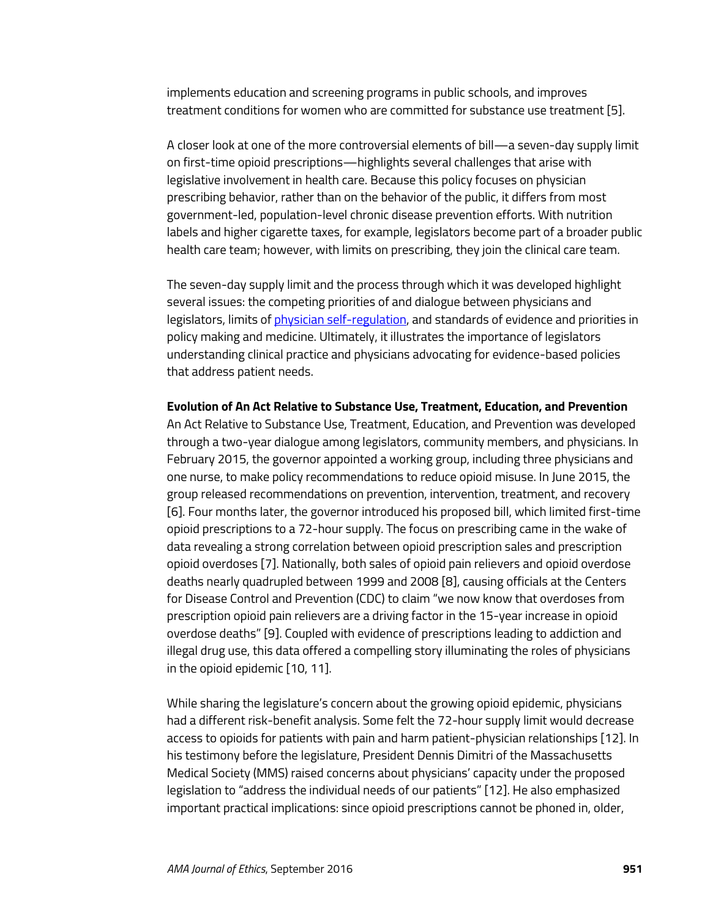implements education and screening programs in public schools, and improves treatment conditions for women who are committed for substance use treatment [5].

A closer look at one of the more controversial elements of bill—a seven-day supply limit on first-time opioid prescriptions—highlights several challenges that arise with legislative involvement in health care. Because this policy focuses on physician prescribing behavior, rather than on the behavior of the public, it differs from most government-led, population-level chronic disease prevention efforts. With nutrition labels and higher cigarette taxes, for example, legislators become part of a broader public health care team; however, with limits on prescribing, they join the clinical care team.

The seven-day supply limit and the process through which it was developed highlight several issues: the competing priorities of and dialogue between physicians and legislators, limits of physician self-regulation, and standards of evidence and priorities in policy making and medicine. Ultimately, it illustrates the importance of legislators understanding clinical practice and physicians advocating for evidence-based policies that address patient needs.

**Evolution of An Act Relative to Substance Use, Treatment, Education, and Prevention**

An Act Relative to Substance Use, Treatment, Education, and Prevention was developed through a two-year dialogue among legislators, community members, and physicians. In February 2015, the governor appointed a working group, including three physicians and one nurse, to make policy recommendations to reduce opioid misuse. In June 2015, the group released recommendations on prevention, intervention, treatment, and recovery [6]. Four months later, the governor introduced his proposed bill, which limited first-time opioid prescriptions to a 72-hour supply. The focus on prescribing came in the wake of data revealing a strong correlation between opioid prescription sales and prescription opioid overdoses [7]. Nationally, both sales of opioid pain relievers and opioid overdose deaths nearly quadrupled between 1999 and 2008 [8], causing officials at the Centers for Disease Control and Prevention (CDC) to claim "we now know that overdoses from prescription opioid pain relievers are a driving factor in the 15-year increase in opioid overdose deaths" [9]. Coupled with evidence of prescriptions leading to addiction and illegal drug use, this data offered a compelling story illuminating the roles of physicians in the opioid epidemic [10, 11].

While sharing the legislature's concern about the growing opioid epidemic, physicians had a different risk-benefit analysis. Some felt the 72-hour supply limit would decrease access to opioids for patients with pain and harm patient-physician relationships [12]. In his testimony before the legislature, President Dennis Dimitri of the Massachusetts Medical Society (MMS) raised concerns about physicians' capacity under the proposed legislation to "address the individual needs of our patients" [12]. He also emphasized important practical implications: since opioid prescriptions cannot be phoned in, older,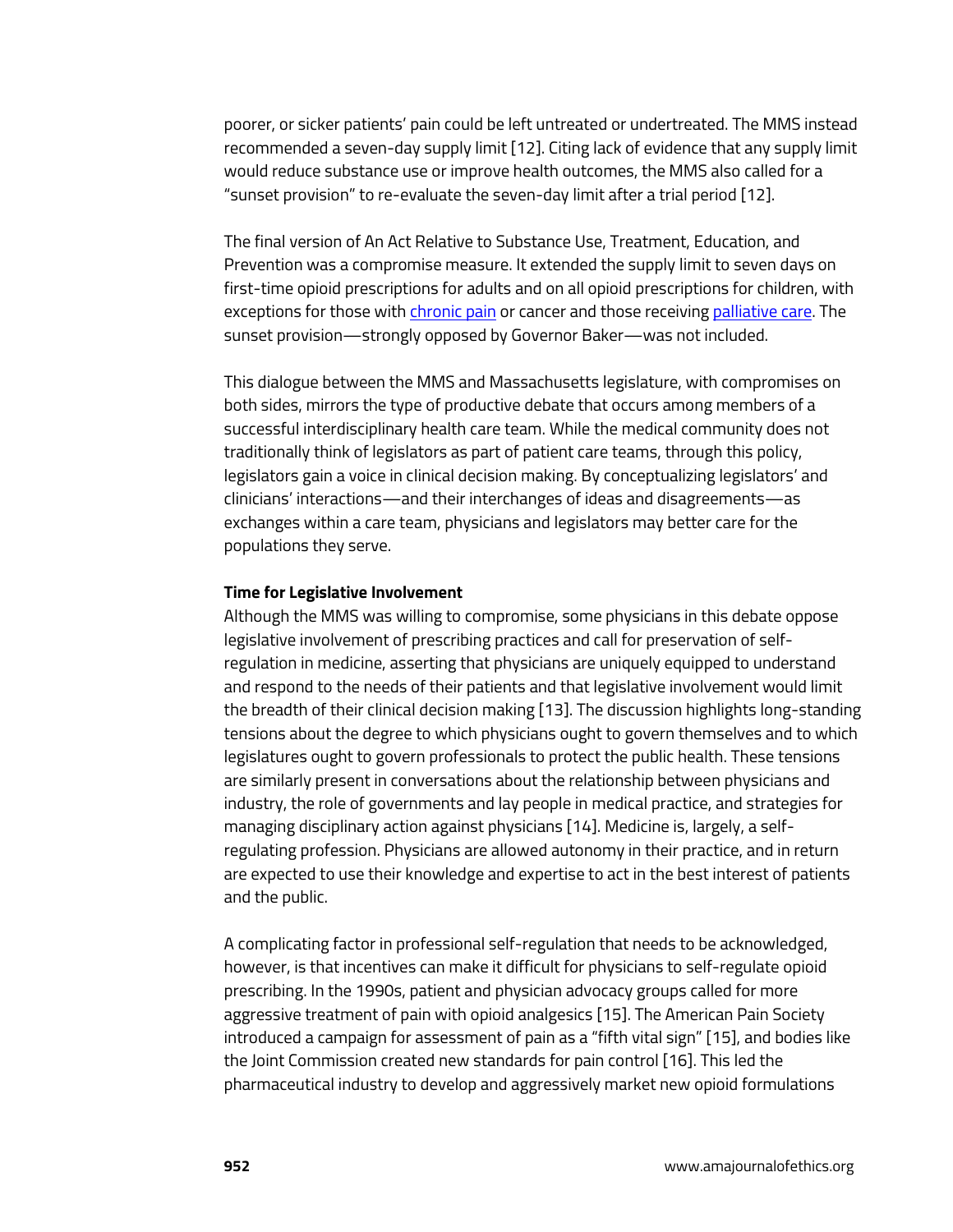poorer, or sicker patients' pain could be left untreated or undertreated. The MMS instead recommended a seven-day supply limit [12]. Citing lack of evidence that any supply limit would reduce substance use or improve health outcomes, the MMS also called for a "sunset provision" to re-evaluate the seven-day limit after a trial period [12].

The final version of An Act Relative to Substance Use, Treatment, Education, and Prevention was a compromise measure. It extended the supply limit to seven days on first-time opioid prescriptions for adults and on all opioid prescriptions for children, with exceptions for those with chronic pain or cancer and those receiving palliative care. The sunset provision—strongly opposed by Governor Baker—was not included.

This dialogue between the MMS and Massachusetts legislature, with compromises on both sides, mirrors the type of productive debate that occurs among members of a successful interdisciplinary health care team. While the medical community does not traditionally think of legislators as part of patient care teams, through this policy, legislators gain a voice in clinical decision making. By conceptualizing legislators' and clinicians' interactions—and their interchanges of ideas and disagreements—as exchanges within a care team, physicians and legislators may better care for the populations they serve.

**Time for Legislative Involvement**

Although the MMS was willing to compromise, some physicians in this debate oppose legislative involvement of prescribing practices and call for preservation of self-regulation in medicine, asserting that physicians are uniquely equipped to understand and respond to the needs of their patients and that legislative involvement would limit the breadth of their clinical decision making [13]. The discussion highlights long-standing tensions about the degree to which physicians ought to govern themselves and to which legislatures ought to govern professionals to protect the public health. These tensions are similarly present in conversations about the relationship between physicians and industry, the role of governments and lay people in medical practice, and strategies for managing disciplinary action against physicians [14]. Medicine is, largely, a self-regulating profession. Physicians are allowed autonomy in their practice, and in return are expected to use their knowledge and expertise to act in the best interest of patients and the public.

A complicating factor in professional self-regulation that needs to be acknowledged, however, is that incentives can make it difficult for physicians to self-regulate opioid prescribing. In the 1990s, patient and physician advocacy groups called for more aggressive treatment of pain with opioid analgesics [15]. The American Pain Society introduced a campaign for assessment of pain as a "fifth vital sign" [15], and bodies like the Joint Commission created new standards for pain control [16]. This led the pharmaceutical industry to develop and aggressively market new opioid formulations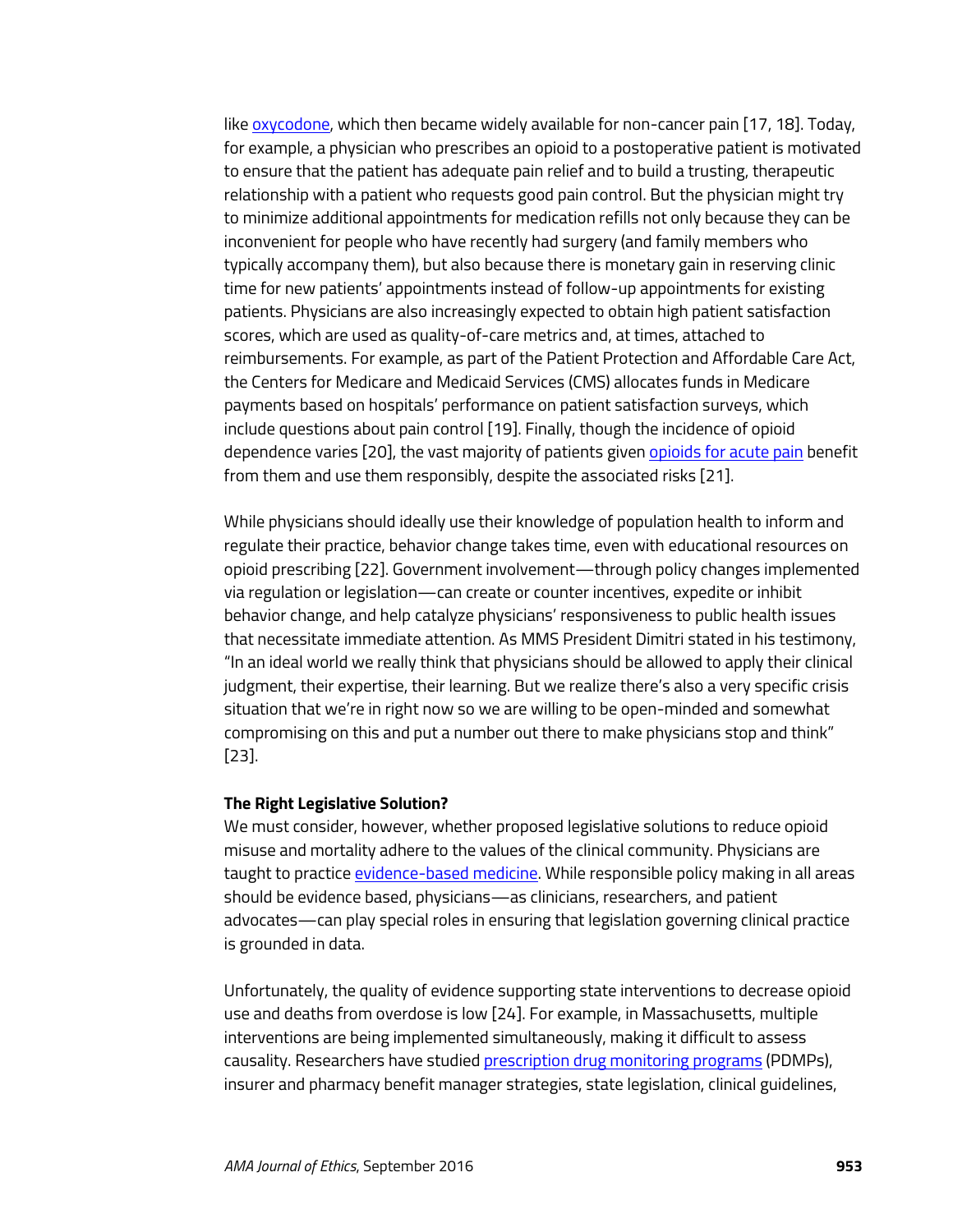like oxycodone, which then became widely available for non-cancer pain [17, 18]. Today, for example, a physician who prescribes an opioid to a postoperative patient is motivated to ensure that the patient has adequate pain relief and to build a trusting, therapeutic relationship with a patient who requests good pain control. But the physician might try to minimize additional appointments for medication refills not only because they can be inconvenient for people who have recently had surgery (and family members who typically accompany them), but also because there is monetary gain in reserving clinic time for new patients' appointments instead of follow-up appointments for existing patients. Physicians are also increasingly expected to obtain high patient satisfaction scores, which are used as quality-of-care metrics and, at times, attached to reimbursements. For example, as part of the Patient Protection and Affordable Care Act, the Centers for Medicare and Medicaid Services (CMS) allocates funds in Medicare payments based on hospitals' performance on patient satisfaction surveys, which include questions about pain control [19]. Finally, though the incidence of opioid dependence varies [20], the vast majority of patients given opioids for acute pain benefit from them and use them responsibly, despite the associated risks [21].

While physicians should ideally use their knowledge of population health to inform and regulate their practice, behavior change takes time, even with educational resources on opioid prescribing [22]. Government involvement—through policy changes implemented via regulation or legislation—can create or counter incentives, expedite or inhibit behavior change, and help catalyze physicians' responsiveness to public health issues that necessitate immediate attention. As MMS President Dimitri stated in his testimony, "In an ideal world we really think that physicians should be allowed to apply their clinical judgment, their expertise, their learning. But we realize there's also a very specific crisis situation that we're in right now so we are willing to be open-minded and somewhat compromising on this and put a number out there to make physicians stop and think" [23].

**The Right Legislative Solution?**

We must consider, however, whether proposed legislative solutions to reduce opioid misuse and mortality adhere to the values of the clinical community. Physicians are taught to practice evidence-based medicine. While responsible policy making in all areas should be evidence based, physicians—as clinicians, researchers, and patient advocates—can play special roles in ensuring that legislation governing clinical practice is grounded in data.

Unfortunately, the quality of evidence supporting state interventions to decrease opioid use and deaths from overdose is low [24]. For example, in Massachusetts, multiple interventions are being implemented simultaneously, making it difficult to assess causality. Researchers have studied prescription drug monitoring programs (PDMPs), insurer and pharmacy benefit manager strategies, state legislation, clinical guidelines,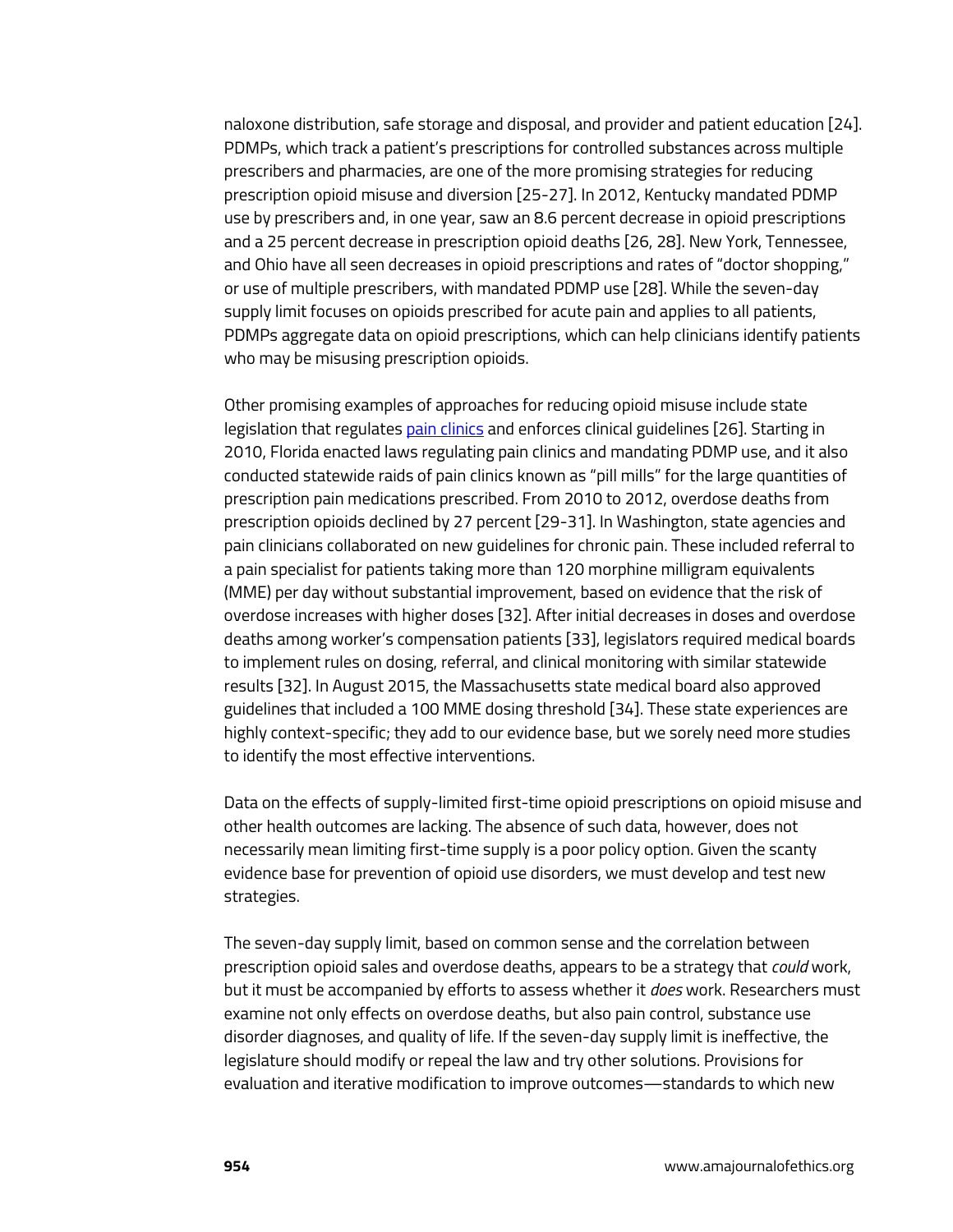naloxone distribution, safe storage and disposal, and provider and patient education [24]. PDMPs, which track a patient's prescriptions for controlled substances across multiple prescribers and pharmacies, are one of the more promising strategies for reducing prescription opioid misuse and diversion [25-27]. In 2012, Kentucky mandated PDMP use by prescribers and, in one year, saw an 8.6 percent decrease in opioid prescriptions and a 25 percent decrease in prescription opioid deaths [26, 28]. New York, Tennessee, and Ohio have all seen decreases in opioid prescriptions and rates of "doctor shopping," or use of multiple prescribers, with mandated PDMP use [28]. While the seven-day supply limit focuses on opioids prescribed for acute pain and applies to all patients, PDMPs aggregate data on opioid prescriptions, which can help clinicians identify patients who may be misusing prescription opioids.

Other promising examples of approaches for reducing opioid misuse include state legislation that regulates pain clinics and enforces clinical guidelines [26]. Starting in 2010, Florida enacted laws regulating pain clinics and mandating PDMP use, and it also conducted statewide raids of pain clinics known as "pill mills" for the large quantities of prescription pain medications prescribed. From 2010 to 2012, overdose deaths from prescription opioids declined by 27 percent [29-31]. In Washington, state agencies and pain clinicians collaborated on new guidelines for chronic pain. These included referral to a pain specialist for patients taking more than 120 morphine milligram equivalents (MME) per day without substantial improvement, based on evidence that the risk of overdose increases with higher doses [32]. After initial decreases in doses and overdose deaths among worker's compensation patients [33], legislators required medical boards to implement rules on dosing, referral, and clinical monitoring with similar statewide results [32]. In August 2015, the Massachusetts state medical board also approved guidelines that included a 100 MME dosing threshold [34]. These state experiences are highly context-specific; they add to our evidence base, but we sorely need more studies to identify the most effective interventions.

Data on the effects of supply-limited first-time opioid prescriptions on opioid misuse and other health outcomes are lacking. The absence of such data, however, does not necessarily mean limiting first-time supply is a poor policy option. Given the scanty evidence base for prevention of opioid use disorders, we must develop and test new strategies.

The seven-day supply limit, based on common sense and the correlation between prescription opioid sales and overdose deaths, appears to be a strategy that *could* work, but it must be accompanied by efforts to assess whether it *does* work. Researchers must examine not only effects on overdose deaths, but also pain control, substance use disorder diagnoses, and quality of life. If the seven-day supply limit is ineffective, the legislature should modify or repeal the law and try other solutions. Provisions for evaluation and iterative modification to improve outcomes—standards to which new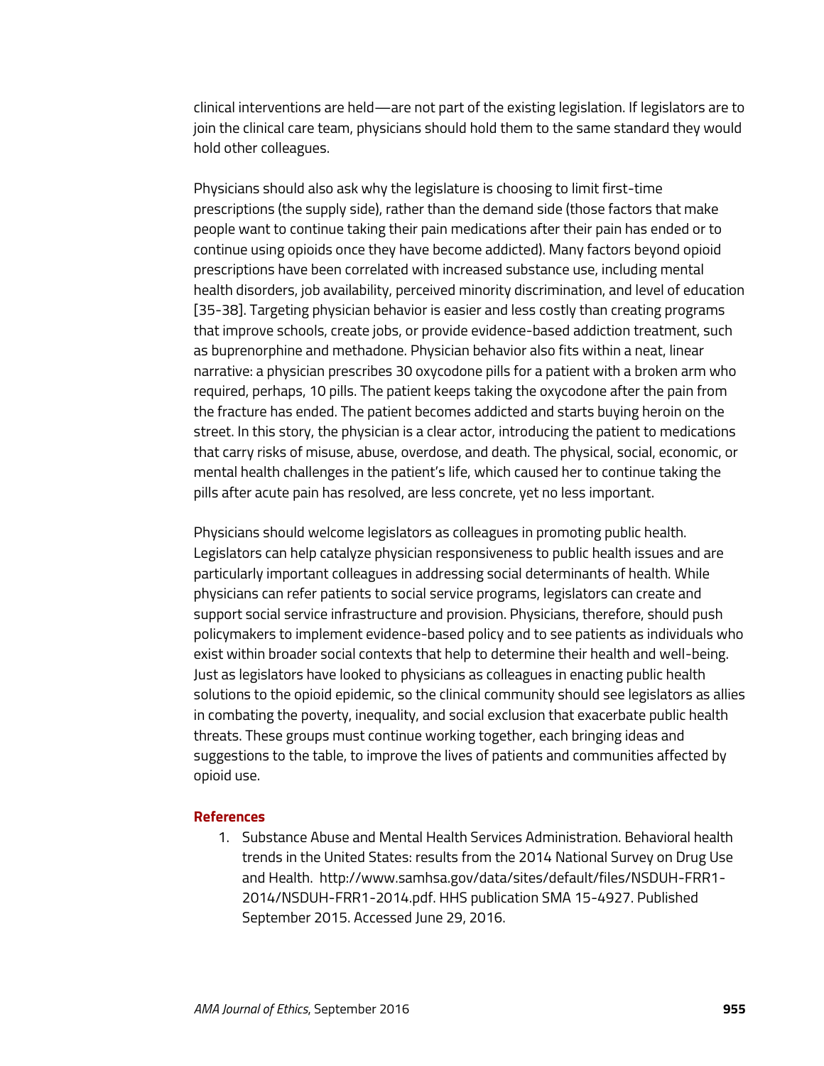clinical interventions are held—are not part of the existing legislation. If legislators are to join the clinical care team, physicians should hold them to the same standard they would hold other colleagues.

Physicians should also ask why the legislature is choosing to limit first-time prescriptions (the supply side), rather than the demand side (those factors that make people want to continue taking their pain medications after their pain has ended or to continue using opioids once they have become addicted). Many factors beyond opioid prescriptions have been correlated with increased substance use, including mental health disorders, job availability, perceived minority discrimination, and level of education [35-38]. Targeting physician behavior is easier and less costly than creating programs that improve schools, create jobs, or provide evidence-based addiction treatment, such as buprenorphine and methadone. Physician behavior also fits within a neat, linear narrative: a physician prescribes 30 oxycodone pills for a patient with a broken arm who required, perhaps, 10 pills. The patient keeps taking the oxycodone after the pain from the fracture has ended. The patient becomes addicted and starts buying heroin on the street. In this story, the physician is a clear actor, introducing the patient to medications that carry risks of misuse, abuse, overdose, and death. The physical, social, economic, or mental health challenges in the patient's life, which caused her to continue taking the pills after acute pain has resolved, are less concrete, yet no less important.

Physicians should welcome legislators as colleagues in promoting public health. Legislators can help catalyze physician responsiveness to public health issues and are particularly important colleagues in addressing social determinants of health. While physicians can refer patients to social service programs, legislators can create and support social service infrastructure and provision. Physicians, therefore, should push policymakers to implement evidence-based policy and to see patients as individuals who exist within broader social contexts that help to determine their health and well-being. Just as legislators have looked to physicians as colleagues in enacting public health solutions to the opioid epidemic, so the clinical community should see legislators as allies in combating the poverty, inequality, and social exclusion that exacerbate public health threats. These groups must continue working together, each bringing ideas and suggestions to the table, to improve the lives of patients and communities affected by opioid use.

## References

1. Substance Abuse and Mental Health Services Administration. Behavioral health trends in the United States: results from the 2014 National Survey on Drug Use and Health. http://www.samhsa.gov/data/sites/default/files/NSDUH-FRR1-2014/NSDUH-FRR1-2014.pdf. HHS publication SMA 15-4927. Published September 2015. Accessed June 29, 2016.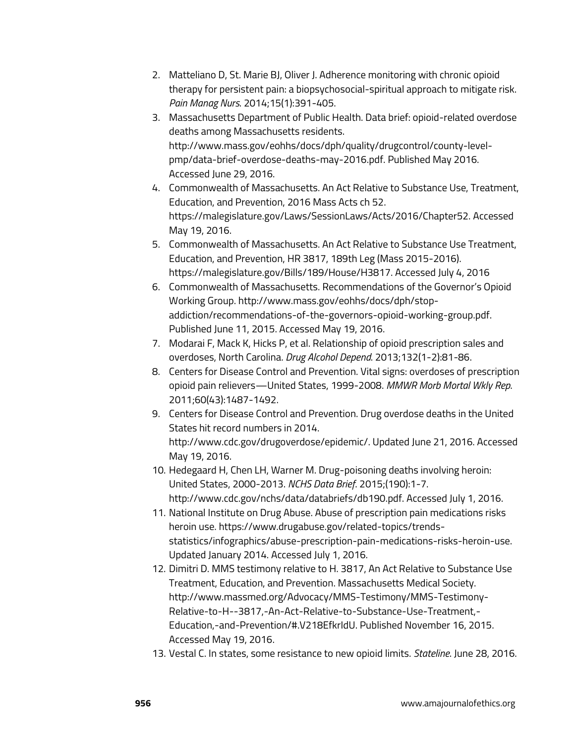2. Matteliano D, St. Marie BJ, Oliver J. Adherence monitoring with chronic opioid therapy for persistent pain: a biopsychosocial-spiritual approach to mitigate risk. *Pain Manag Nurs*. 2014;15(1):391-405.
3. Massachusetts Department of Public Health. Data brief: opioid-related overdose deaths among Massachusetts residents. http://www.mass.gov/eohhs/docs/dph/quality/drugcontrol/county-level-pmp/data-brief-overdose-deaths-may-2016.pdf. Published May 2016. Accessed June 29, 2016.
4. Commonwealth of Massachusetts. An Act Relative to Substance Use, Treatment, Education, and Prevention, 2016 Mass Acts ch 52. https://malegislature.gov/Laws/SessionLaws/Acts/2016/Chapter52. Accessed May 19, 2016.
5. Commonwealth of Massachusetts. An Act Relative to Substance Use Treatment, Education, and Prevention, HR 3817, 189th Leg (Mass 2015-2016). https://malegislature.gov/Bills/189/House/H3817. Accessed July 4, 2016
6. Commonwealth of Massachusetts. Recommendations of the Governor's Opioid Working Group. http://www.mass.gov/eohhs/docs/dph/stop-addiction/recommendations-of-the-governors-opioid-working-group.pdf. Published June 11, 2015. Accessed May 19, 2016.
7. Modarai F, Mack K, Hicks P, et al. Relationship of opioid prescription sales and overdoses, North Carolina. *Drug Alcohol Depend*. 2013;132(1-2):81-86.
8. Centers for Disease Control and Prevention. Vital signs: overdoses of prescription opioid pain relievers—United States, 1999-2008. *MMWR Morb Mortal Wkly Rep*. 2011;60(43):1487-1492.
9. Centers for Disease Control and Prevention. Drug overdose deaths in the United States hit record numbers in 2014. http://www.cdc.gov/drugoverdose/epidemic/. Updated June 21, 2016. Accessed May 19, 2016.
10. Hedegaard H, Chen LH, Warner M. Drug-poisoning deaths involving heroin: United States, 2000-2013. *NCHS Data Brief*. 2015;(190):1-7. http://www.cdc.gov/nchs/data/databriefs/db190.pdf. Accessed July 1, 2016.
11. National Institute on Drug Abuse. Abuse of prescription pain medications risks heroin use. https://www.drugabuse.gov/related-topics/trends-statistics/infographics/abuse-prescription-pain-medications-risks-heroin-use. Updated January 2014. Accessed July 1, 2016.
12. Dimitri D. MMS testimony relative to H. 3817, An Act Relative to Substance Use Treatment, Education, and Prevention. Massachusetts Medical Society. http://www.massmed.org/Advocacy/MMS-Testimony/MMS-Testimony-Relative-to-H--3817,-An-Act-Relative-to-Substance-Use-Treatment,-Education,-and-Prevention/#.V218EfkrIdU. Published November 16, 2015. Accessed May 19, 2016.
13. Vestal C. In states, some resistance to new opioid limits. *Stateline*. June 28, 2016.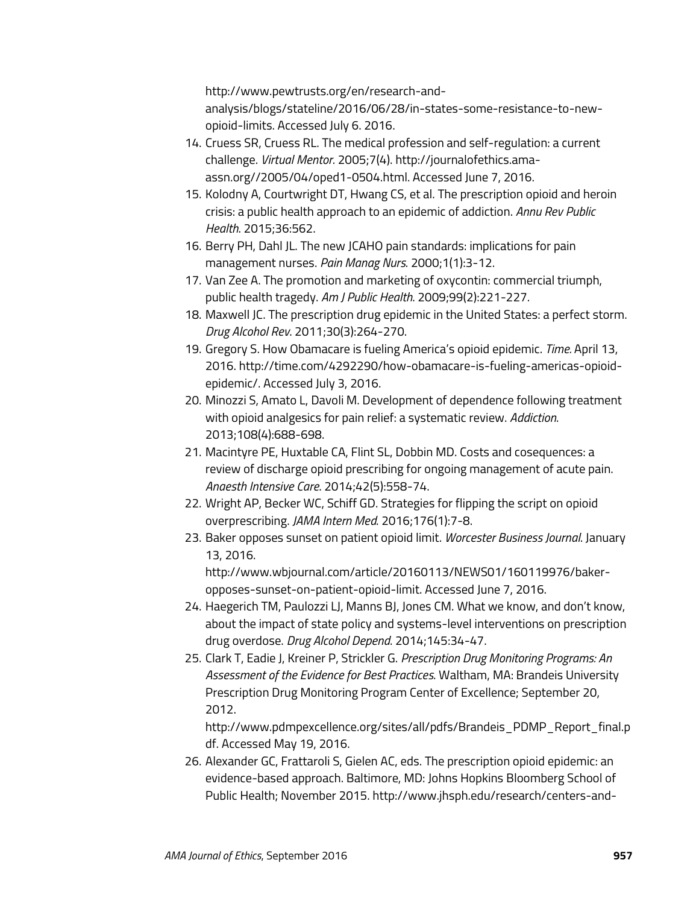http://www.pewtrusts.org/en/research-and-analysis/blogs/stateline/2016/06/28/in-states-some-resistance-to-new-opioid-limits. Accessed July 6. 2016.

14. Cruess SR, Cruess RL. The medical profession and self-regulation: a current challenge. *Virtual Mentor*. 2005;7(4). http://journalofethics.ama-assn.org//2005/04/oped1-0504.html. Accessed June 7, 2016.
15. Kolodny A, Courtwright DT, Hwang CS, et al. The prescription opioid and heroin crisis: a public health approach to an epidemic of addiction. *Annu Rev Public Health*. 2015;36:562.
16. Berry PH, Dahl JL. The new JCAHO pain standards: implications for pain management nurses. *Pain Manag Nurs*. 2000;1(1):3-12.
17. Van Zee A. The promotion and marketing of oxycontin: commercial triumph, public health tragedy. *Am J Public Health*. 2009;99(2):221-227.
18. Maxwell JC. The prescription drug epidemic in the United States: a perfect storm. *Drug Alcohol Rev*. 2011;30(3):264-270.
19. Gregory S. How Obamacare is fueling America's opioid epidemic. *Time.* April 13, 2016. http://time.com/4292290/how-obamacare-is-fueling-americas-opioid-epidemic/. Accessed July 3, 2016.
20. Minozzi S, Amato L, Davoli M. Development of dependence following treatment with opioid analgesics for pain relief: a systematic review. *Addiction*. 2013;108(4):688-698.
21. Macintyre PE, Huxtable CA, Flint SL, Dobbin MD. Costs and cosequences: a review of discharge opioid prescribing for ongoing management of acute pain. *Anaesth Intensive Care*. 2014;42(5):558-74.
22. Wright AP, Becker WC, Schiff GD. Strategies for flipping the script on opioid overprescribing. *JAMA Intern Med*. 2016;176(1):7-8.
23. Baker opposes sunset on patient opioid limit. *Worcester Business Journal*. January 13, 2016. http://www.wbjournal.com/article/20160113/NEWS01/160119976/baker-opposes-sunset-on-patient-opioid-limit. Accessed June 7, 2016.
24. Haegerich TM, Paulozzi LJ, Manns BJ, Jones CM. What we know, and don't know, about the impact of state policy and systems-level interventions on prescription drug overdose. *Drug Alcohol Depend*. 2014;145:34-47.
25. Clark T, Eadie J, Kreiner P, Strickler G. *Prescription Drug Monitoring Programs: An Assessment of the Evidence for Best Practices*. Waltham, MA: Brandeis University Prescription Drug Monitoring Program Center of Excellence; September 20, 2012. http://www.pdmpexcellence.org/sites/all/pdfs/Brandeis_PDMP_Report_final.pdf. Accessed May 19, 2016.
26. Alexander GC, Frattaroli S, Gielen AC, eds. The prescription opioid epidemic: an evidence-based approach. Baltimore, MD: Johns Hopkins Bloomberg School of Public Health; November 2015. http://www.jhsph.edu/research/centers-and-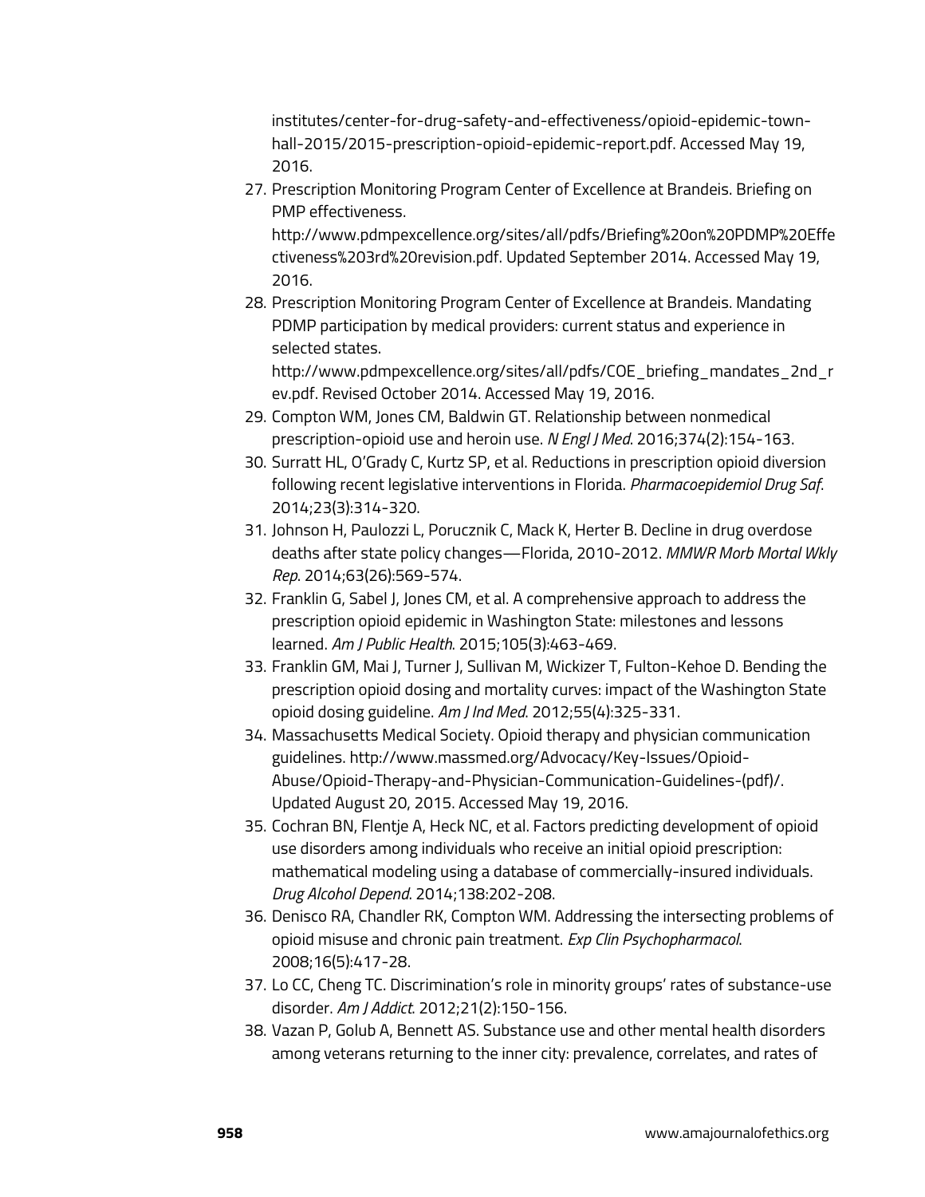institutes/center-for-drug-safety-and-effectiveness/opioid-epidemic-town-hall-2015/2015-prescription-opioid-epidemic-report.pdf. Accessed May 19, 2016.

27. Prescription Monitoring Program Center of Excellence at Brandeis. Briefing on PMP effectiveness. http://www.pdmpexcellence.org/sites/all/pdfs/Briefing%20on%20PDMP%20Effectiveness%203rd%20revision.pdf. Updated September 2014. Accessed May 19, 2016.
28. Prescription Monitoring Program Center of Excellence at Brandeis. Mandating PDMP participation by medical providers: current status and experience in selected states. http://www.pdmpexcellence.org/sites/all/pdfs/COE_briefing_mandates_2nd_rev.pdf. Revised October 2014. Accessed May 19, 2016.
29. Compton WM, Jones CM, Baldwin GT. Relationship between nonmedical prescription-opioid use and heroin use. *N Engl J Med*. 2016;374(2):154-163.
30. Surratt HL, O'Grady C, Kurtz SP, et al. Reductions in prescription opioid diversion following recent legislative interventions in Florida. *Pharmacoepidemiol Drug Saf*. 2014;23(3):314-320.
31. Johnson H, Paulozzi L, Porucznik C, Mack K, Herter B. Decline in drug overdose deaths after state policy changes—Florida, 2010-2012. *MMWR Morb Mortal Wkly Rep*. 2014;63(26):569-574.
32. Franklin G, Sabel J, Jones CM, et al. A comprehensive approach to address the prescription opioid epidemic in Washington State: milestones and lessons learned. *Am J Public Health*. 2015;105(3):463-469.
33. Franklin GM, Mai J, Turner J, Sullivan M, Wickizer T, Fulton-Kehoe D. Bending the prescription opioid dosing and mortality curves: impact of the Washington State opioid dosing guideline. *Am J Ind Med*. 2012;55(4):325-331.
34. Massachusetts Medical Society. Opioid therapy and physician communication guidelines. http://www.massmed.org/Advocacy/Key-Issues/Opioid-Abuse/Opioid-Therapy-and-Physician-Communication-Guidelines-(pdf)/. Updated August 20, 2015. Accessed May 19, 2016.
35. Cochran BN, Flentje A, Heck NC, et al. Factors predicting development of opioid use disorders among individuals who receive an initial opioid prescription: mathematical modeling using a database of commercially-insured individuals. *Drug Alcohol Depend*. 2014;138:202-208.
36. Denisco RA, Chandler RK, Compton WM. Addressing the intersecting problems of opioid misuse and chronic pain treatment. *Exp Clin Psychopharmacol*. 2008;16(5):417-28.
37. Lo CC, Cheng TC. Discrimination's role in minority groups' rates of substance-use disorder. *Am J Addict*. 2012;21(2):150-156.
38. Vazan P, Golub A, Bennett AS. Substance use and other mental health disorders among veterans returning to the inner city: prevalence, correlates, and rates of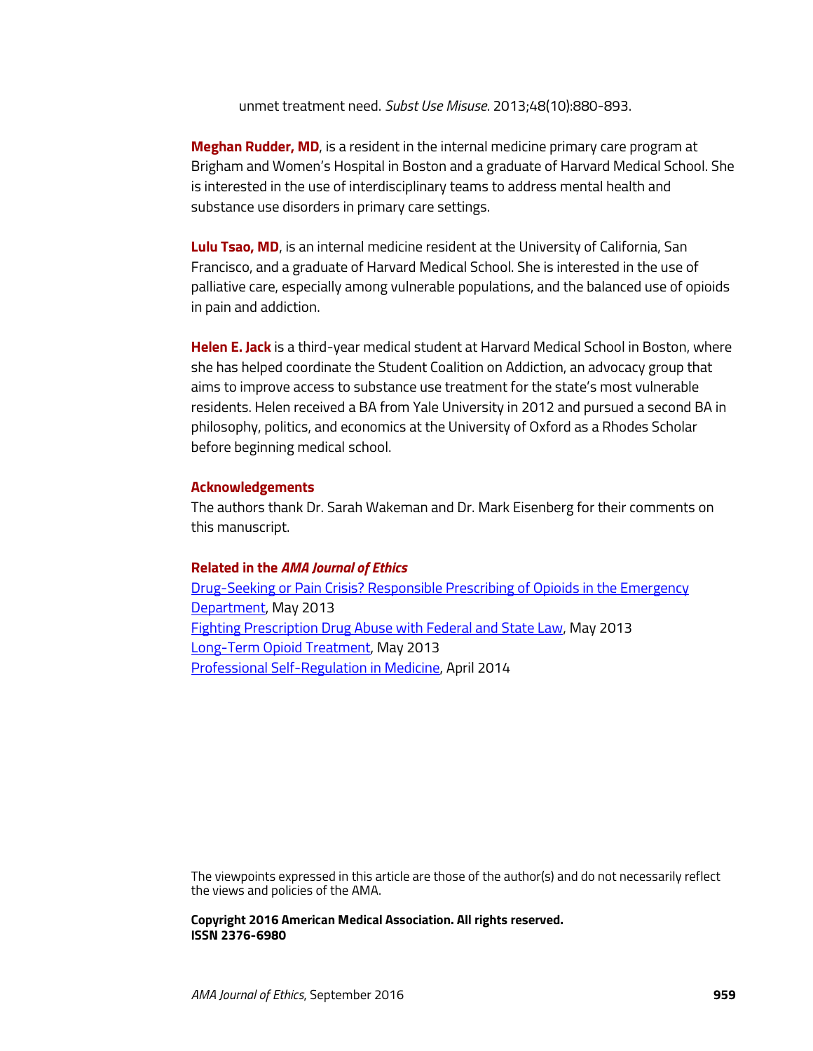unmet treatment need. *Subst Use Misuse*. 2013;48(10):880-893.

**Meghan Rudder, MD**, is a resident in the internal medicine primary care program at Brigham and Women's Hospital in Boston and a graduate of Harvard Medical School. She is interested in the use of interdisciplinary teams to address mental health and substance use disorders in primary care settings.

**Lulu Tsao, MD**, is an internal medicine resident at the University of California, San Francisco, and a graduate of Harvard Medical School. She is interested in the use of palliative care, especially among vulnerable populations, and the balanced use of opioids in pain and addiction.

**Helen E. Jack** is a third-year medical student at Harvard Medical School in Boston, where she has helped coordinate the Student Coalition on Addiction, an advocacy group that aims to improve access to substance use treatment for the state's most vulnerable residents. Helen received a BA from Yale University in 2012 and pursued a second BA in philosophy, politics, and economics at the University of Oxford as a Rhodes Scholar before beginning medical school.

### Acknowledgements

The authors thank Dr. Sarah Wakeman and Dr. Mark Eisenberg for their comments on this manuscript.

### Related in the *AMA Journal of Ethics*

Drug-Seeking or Pain Crisis? Responsible Prescribing of Opioids in the Emergency Department, May 2013
Fighting Prescription Drug Abuse with Federal and State Law, May 2013
Long-Term Opioid Treatment, May 2013
Professional Self-Regulation in Medicine, April 2014

The viewpoints expressed in this article are those of the author(s) and do not necessarily reflect the views and policies of the AMA.

**Copyright 2016 American Medical Association. All rights reserved.**
**ISSN 2376-6980**